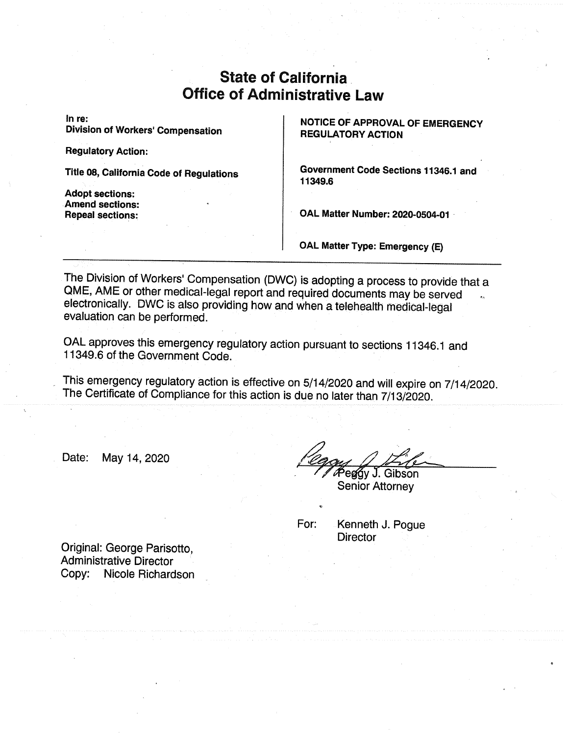# State of California
# Office of Administrative Law

**In re:**
**Division of Workers' Compensation**

**Regulatory Action:**

**Title 08, California Code of Regulations**

**Adopt sections:**
**Amend sections:**
**Repeal sections:**

**NOTICE OF APPROVAL OF EMERGENCY REGULATORY ACTION**

**Government Code Sections 11346.1 and 11349.6**

**OAL Matter Number: 2020-0504-01**

**OAL Matter Type: Emergency (E)**

---

The Division of Workers' Compensation (DWC) is adopting a process to provide that a QME, AME or other medical-legal report and required documents may be served electronically. DWC is also providing how and when a telehealth medical-legal evaluation can be performed.

OAL approves this emergency regulatory action pursuant to sections 11346.1 and 11349.6 of the Government Code.

This emergency regulatory action is effective on 5/14/2020 and will expire on 7/14/2020. The Certificate of Compliance for this action is due no later than 7/13/2020.

Date: May 14, 2020

Peggy J. Gibson
Senior Attorney

For: Kenneth J. Pogue
Director

Original: George Parisotto,
Administrative Director
Copy: Nicole Richardson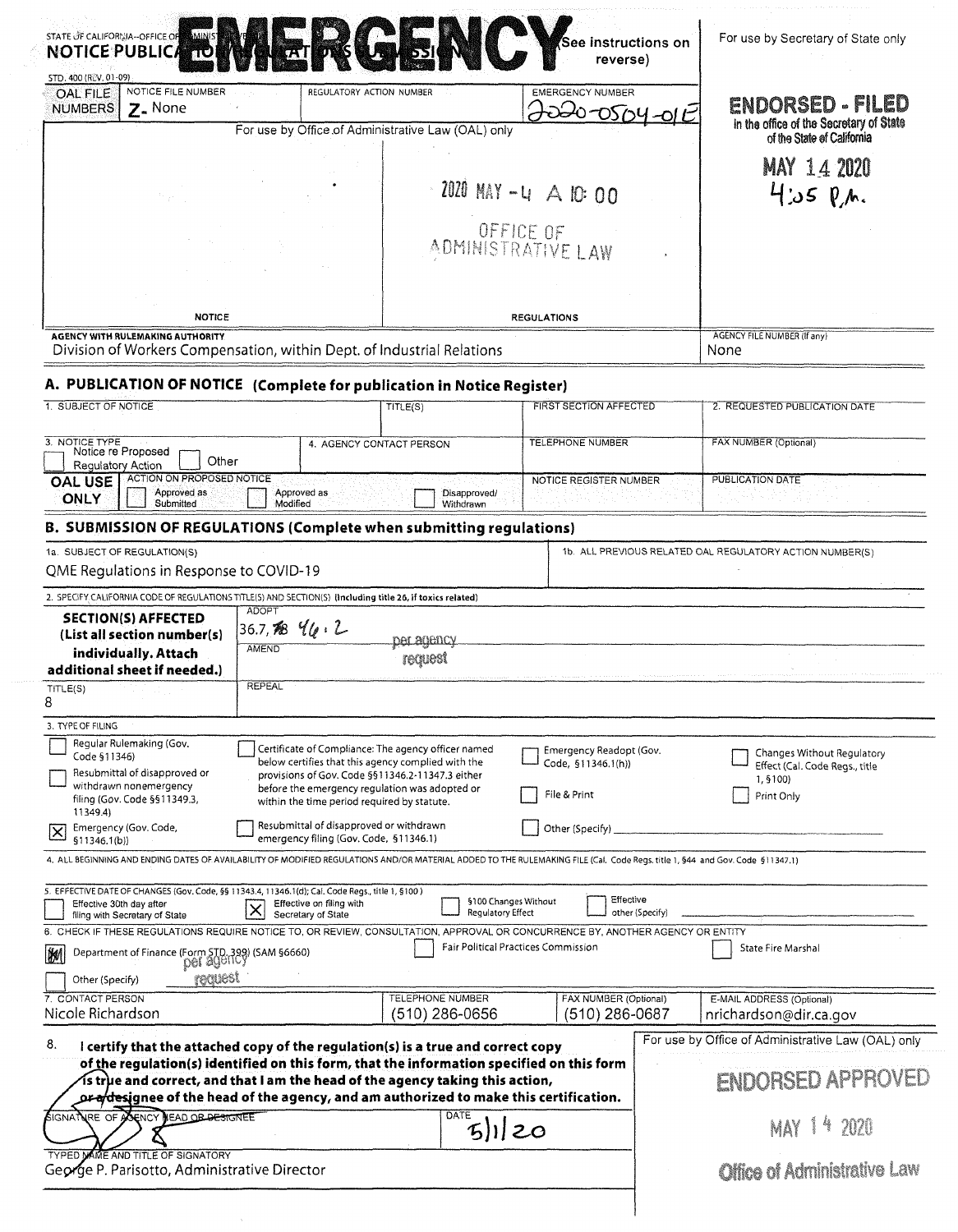STATE OF CALIFORNIA--OFFICE OF ADMINISTRATIVE LAW

# EMERGENCY

**NOTICE PUBLICATION/REGULATIONS SUBMISSION** (See instructions on reverse)

STD. 400 (REV. 01-09)

For use by Secretary of State only

| OAL FILE NUMBERS | NOTICE FILE NUMBER | REGULATORY ACTION NUMBER | EMERGENCY NUMBER |
|---|---|---|---|
| | Z- None | | 2020-0504-01E |

For use by Office of Administrative Law (OAL) only

2020 MAY -4 A 10:00

OFFICE OF ADMINISTRATIVE LAW

NOTICE | REGULATIONS

**ENDORSED - FILED**
in the office of the Secretary of State of the State of California

MAY 14 2020
4:05 P.M.

AGENCY WITH RULEMAKING AUTHORITY
Division of Workers Compensation, within Dept. of Industrial Relations

AGENCY FILE NUMBER (If any)
None

## A. PUBLICATION OF NOTICE (Complete for publication in Notice Register)

| 1. SUBJECT OF NOTICE | TITLE(S) | FIRST SECTION AFFECTED | 2. REQUESTED PUBLICATION DATE |
|---|---|---|---|
| | | | |

| 3. NOTICE TYPE | 4. AGENCY CONTACT PERSON | TELEPHONE NUMBER | FAX NUMBER (Optional) |
|---|---|---|---|
| ☐ Notice re Proposed Regulatory Action ☐ Other | | | |

| OAL USE ONLY | ACTION ON PROPOSED NOTICE | NOTICE REGISTER NUMBER | PUBLICATION DATE |
|---|---|---|---|
| | ☐ Approved as Submitted ☐ Approved as Modified ☐ Disapproved/ Withdrawn | | |

## B. SUBMISSION OF REGULATIONS (Complete when submitting regulations)

1a. SUBJECT OF REGULATION(S)
QME Regulations in Response to COVID-19

1b. ALL PREVIOUS RELATED OAL REGULATORY ACTION NUMBER(S)

2. SPECIFY CALIFORNIA CODE OF REGULATIONS TITLE(S) AND SECTION(S) (Including title 26, if toxics related)

| **SECTION(S) AFFECTED (List all section number(s) individually. Attach additional sheet if needed.)** | ADOPT: 36.7, ~~38~~ 46.2 per agency request |
|---|---|
| | AMEND |
| TITLE(S): 8 | REPEAL |

3. TYPE OF FILING

- ☐ Regular Rulemaking (Gov. Code §11346)
- ☐ Resubmittal of disapproved or withdrawn nonemergency filing (Gov. Code §§11349.3, 11349.4)
- ☒ Emergency (Gov. Code, §11346.1(b))
- ☐ Certificate of Compliance: The agency officer named below certifies that this agency complied with the provisions of Gov. Code §§11346.2-11347.3 either before the emergency regulation was adopted or within the time period required by statute.
- ☐ Resubmittal of disapproved or withdrawn emergency filing (Gov. Code, §11346.1)
- ☐ Emergency Readopt (Gov. Code, §11346.1(h))
- ☐ File & Print
- ☐ Other (Specify)
- ☐ Changes Without Regulatory Effect (Cal. Code Regs., title 1, §100)
- ☐ Print Only

4. ALL BEGINNING AND ENDING DATES OF AVAILABILITY OF MODIFIED REGULATIONS AND/OR MATERIAL ADDED TO THE RULEMAKING FILE (Cal. Code Regs. title 1, §44 and Gov. Code §11347.1)

5. EFFECTIVE DATE OF CHANGES (Gov. Code, §§ 11343.4, 11346.1(d); Cal. Code Regs., title 1, §100)

- ☐ Effective 30th day after filing with Secretary of State
- ☒ Effective on filing with Secretary of State
- ☐ §100 Changes Without Regulatory Effect
- ☐ Effective other (Specify)

6. CHECK IF THESE REGULATIONS REQUIRE NOTICE TO, OR REVIEW, CONSULTATION, APPROVAL OR CONCURRENCE BY, ANOTHER AGENCY OR ENTITY

- ~~☒~~ Department of Finance (Form STD. 399) (SAM §6660) per agency request
- ☐ Fair Political Practices Commission
- ☐ State Fire Marshal
- ☐ Other (Specify)

| 7. CONTACT PERSON | TELEPHONE NUMBER | FAX NUMBER (Optional) | E-MAIL ADDRESS (Optional) |
|---|---|---|---|
| Nicole Richardson | (510) 286-0656 | (510) 286-0687 | nrichardson@dir.ca.gov |

8. **I certify that the attached copy of the regulation(s) is a true and correct copy of the regulation(s) identified on this form, that the information specified on this form is true and correct, and that I am the head of the agency taking this action, or a designee of the head of the agency, and am authorized to make this certification.**

SIGNATURE OF AGENCY HEAD OR DESIGNEE: [signature]

DATE: 5/1/20

TYPED NAME AND TITLE OF SIGNATORY
George P. Parisotto, Administrative Director

For use by Office of Administrative Law (OAL) only

**ENDORSED APPROVED**

MAY 14 2020

**Office of Administrative Law**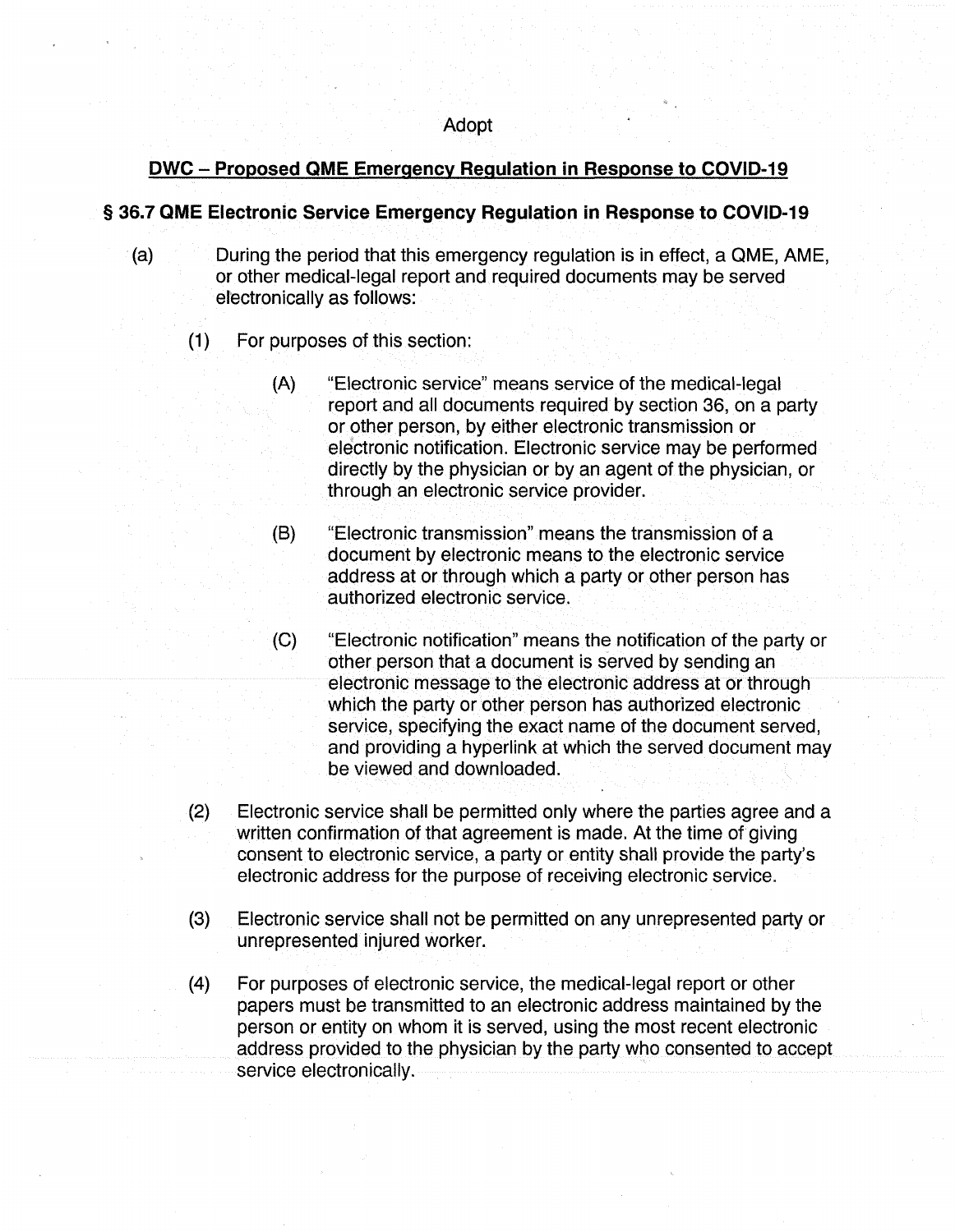Adopt

## DWC – Proposed QME Emergency Regulation in Response to COVID-19

### § 36.7 QME Electronic Service Emergency Regulation in Response to COVID-19

(a) During the period that this emergency regulation is in effect, a QME, AME, or other medical-legal report and required documents may be served electronically as follows:

(1) For purposes of this section:

(A) "Electronic service" means service of the medical-legal report and all documents required by section 36, on a party or other person, by either electronic transmission or electronic notification. Electronic service may be performed directly by the physician or by an agent of the physician, or through an electronic service provider.

(B) "Electronic transmission" means the transmission of a document by electronic means to the electronic service address at or through which a party or other person has authorized electronic service.

(C) "Electronic notification" means the notification of the party or other person that a document is served by sending an electronic message to the electronic address at or through which the party or other person has authorized electronic service, specifying the exact name of the document served, and providing a hyperlink at which the served document may be viewed and downloaded.

(2) Electronic service shall be permitted only where the parties agree and a written confirmation of that agreement is made. At the time of giving consent to electronic service, a party or entity shall provide the party's electronic address for the purpose of receiving electronic service.

(3) Electronic service shall not be permitted on any unrepresented party or unrepresented injured worker.

(4) For purposes of electronic service, the medical-legal report or other papers must be transmitted to an electronic address maintained by the person or entity on whom it is served, using the most recent electronic address provided to the physician by the party who consented to accept service electronically.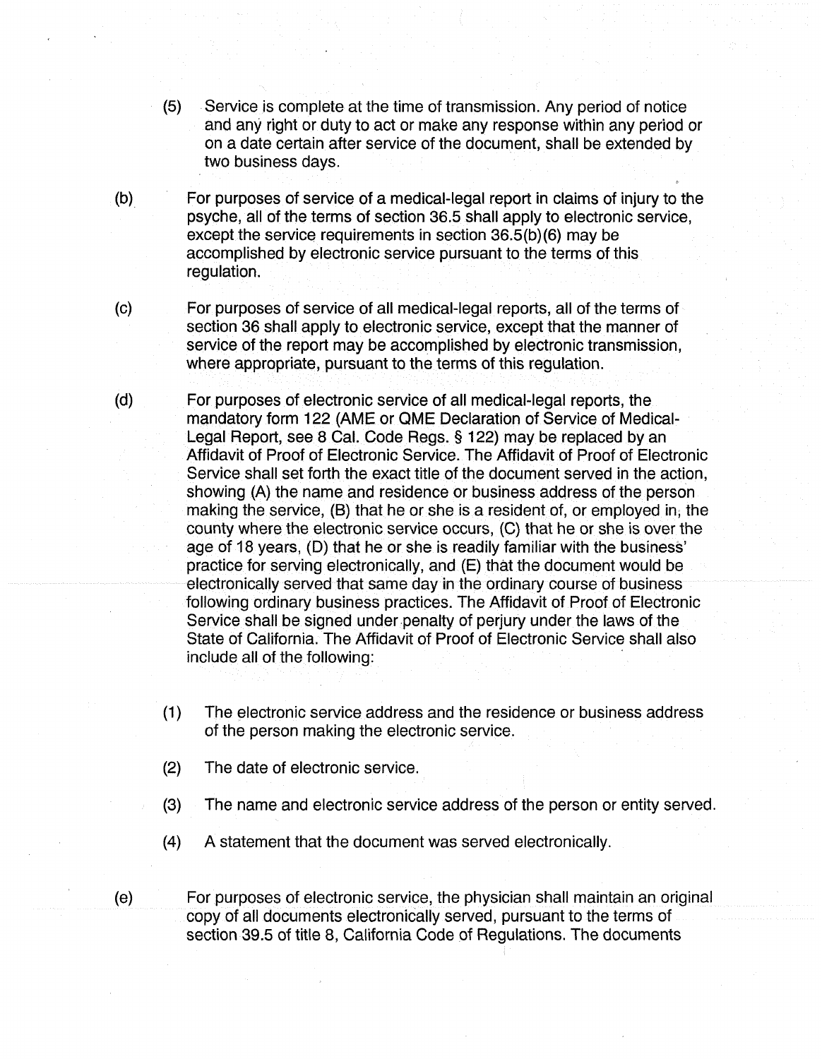(5) Service is complete at the time of transmission. Any period of notice and any right or duty to act or make any response within any period or on a date certain after service of the document, shall be extended by two business days.

(b) For purposes of service of a medical-legal report in claims of injury to the psyche, all of the terms of section 36.5 shall apply to electronic service, except the service requirements in section 36.5(b)(6) may be accomplished by electronic service pursuant to the terms of this regulation.

(c) For purposes of service of all medical-legal reports, all of the terms of section 36 shall apply to electronic service, except that the manner of service of the report may be accomplished by electronic transmission, where appropriate, pursuant to the terms of this regulation.

(d) For purposes of electronic service of all medical-legal reports, the mandatory form 122 (AME or QME Declaration of Service of Medical-Legal Report, see 8 Cal. Code Regs. § 122) may be replaced by an Affidavit of Proof of Electronic Service. The Affidavit of Proof of Electronic Service shall set forth the exact title of the document served in the action, showing (A) the name and residence or business address of the person making the service, (B) that he or she is a resident of, or employed in, the county where the electronic service occurs, (C) that he or she is over the age of 18 years, (D) that he or she is readily familiar with the business' practice for serving electronically, and (E) that the document would be electronically served that same day in the ordinary course of business following ordinary business practices. The Affidavit of Proof of Electronic Service shall be signed under penalty of perjury under the laws of the State of California. The Affidavit of Proof of Electronic Service shall also include all of the following:

(1) The electronic service address and the residence or business address of the person making the electronic service.

(2) The date of electronic service.

(3) The name and electronic service address of the person or entity served.

(4) A statement that the document was served electronically.

(e) For purposes of electronic service, the physician shall maintain an original copy of all documents electronically served, pursuant to the terms of section 39.5 of title 8, California Code of Regulations. The documents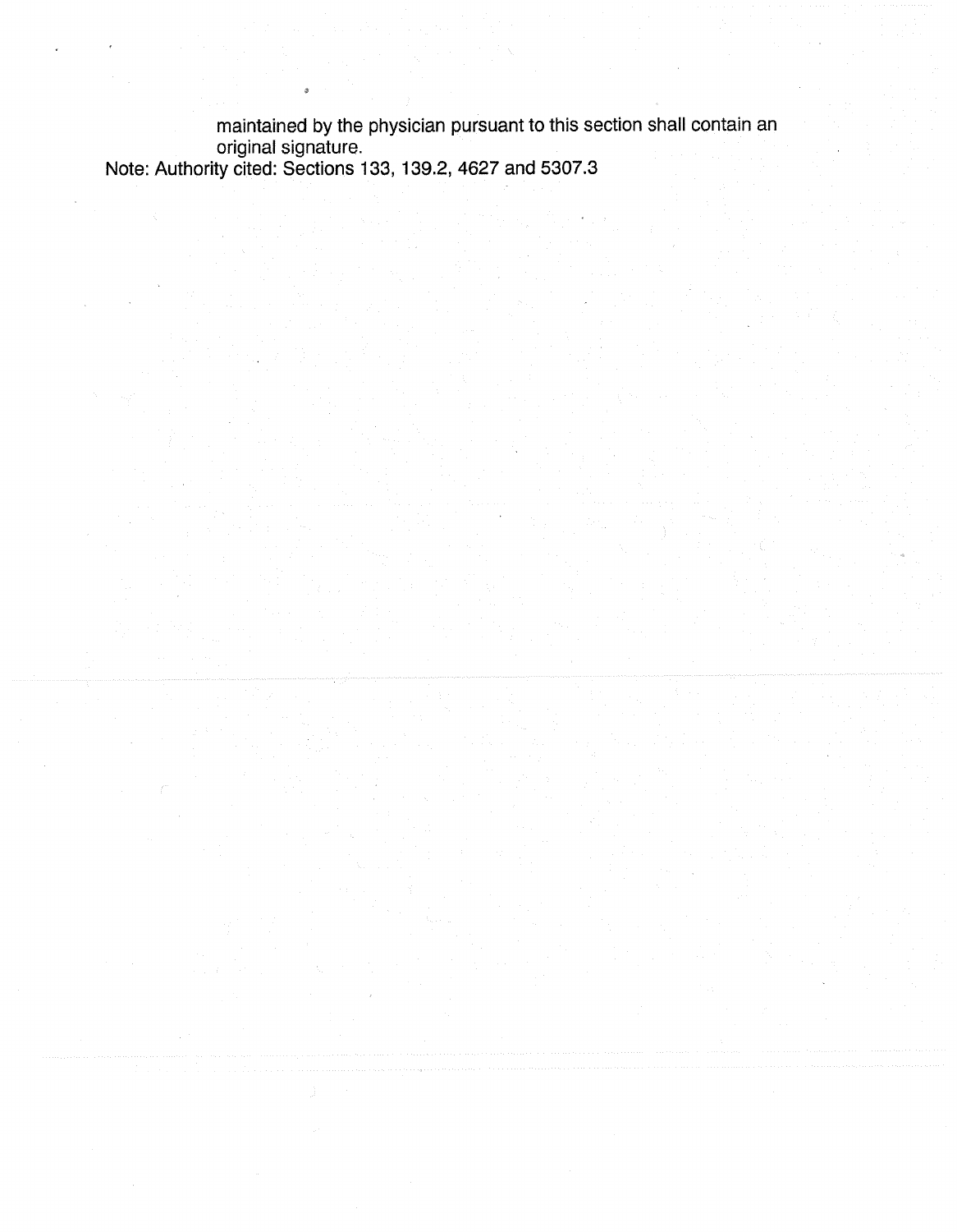maintained by the physician pursuant to this section shall contain an original signature.

Note: Authority cited: Sections 133, 139.2, 4627 and 5307.3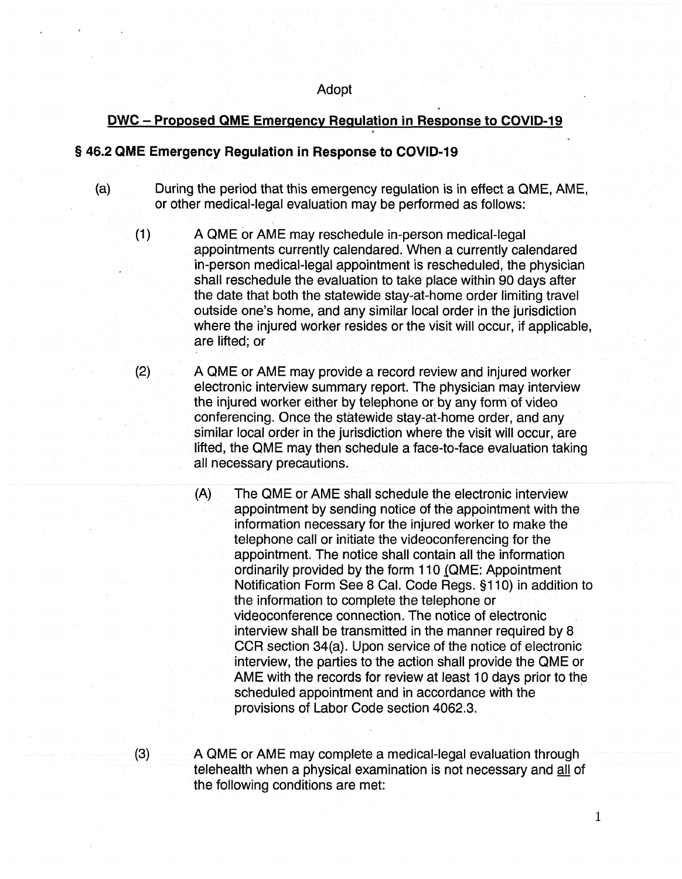Adopt

## DWC – Proposed QME Emergency Regulation in Response to COVID-19

### § 46.2 QME Emergency Regulation in Response to COVID-19

(a) During the period that this emergency regulation is in effect a QME, AME, or other medical-legal evaluation may be performed as follows:

(1) A QME or AME may reschedule in-person medical-legal appointments currently calendared. When a currently calendared in-person medical-legal appointment is rescheduled, the physician shall reschedule the evaluation to take place within 90 days after the date that both the statewide stay-at-home order limiting travel outside one's home, and any similar local order in the jurisdiction where the injured worker resides or the visit will occur, if applicable, are lifted; or

(2) A QME or AME may provide a record review and injured worker electronic interview summary report. The physician may interview the injured worker either by telephone or by any form of video conferencing. Once the statewide stay-at-home order, and any similar local order in the jurisdiction where the visit will occur, are lifted, the QME may then schedule a face-to-face evaluation taking all necessary precautions.

(A) The QME or AME shall schedule the electronic interview appointment by sending notice of the appointment with the information necessary for the injured worker to make the telephone call or initiate the videoconferencing for the appointment. The notice shall contain all the information ordinarily provided by the form 110 (QME: Appointment Notification Form See 8 Cal. Code Regs. §110) in addition to the information to complete the telephone or videoconference connection. The notice of electronic interview shall be transmitted in the manner required by 8 CCR section 34(a). Upon service of the notice of electronic interview, the parties to the action shall provide the QME or AME with the records for review at least 10 days prior to the scheduled appointment and in accordance with the provisions of Labor Code section 4062.3.

(3) A QME or AME may complete a medical-legal evaluation through telehealth when a physical examination is not necessary and all of the following conditions are met: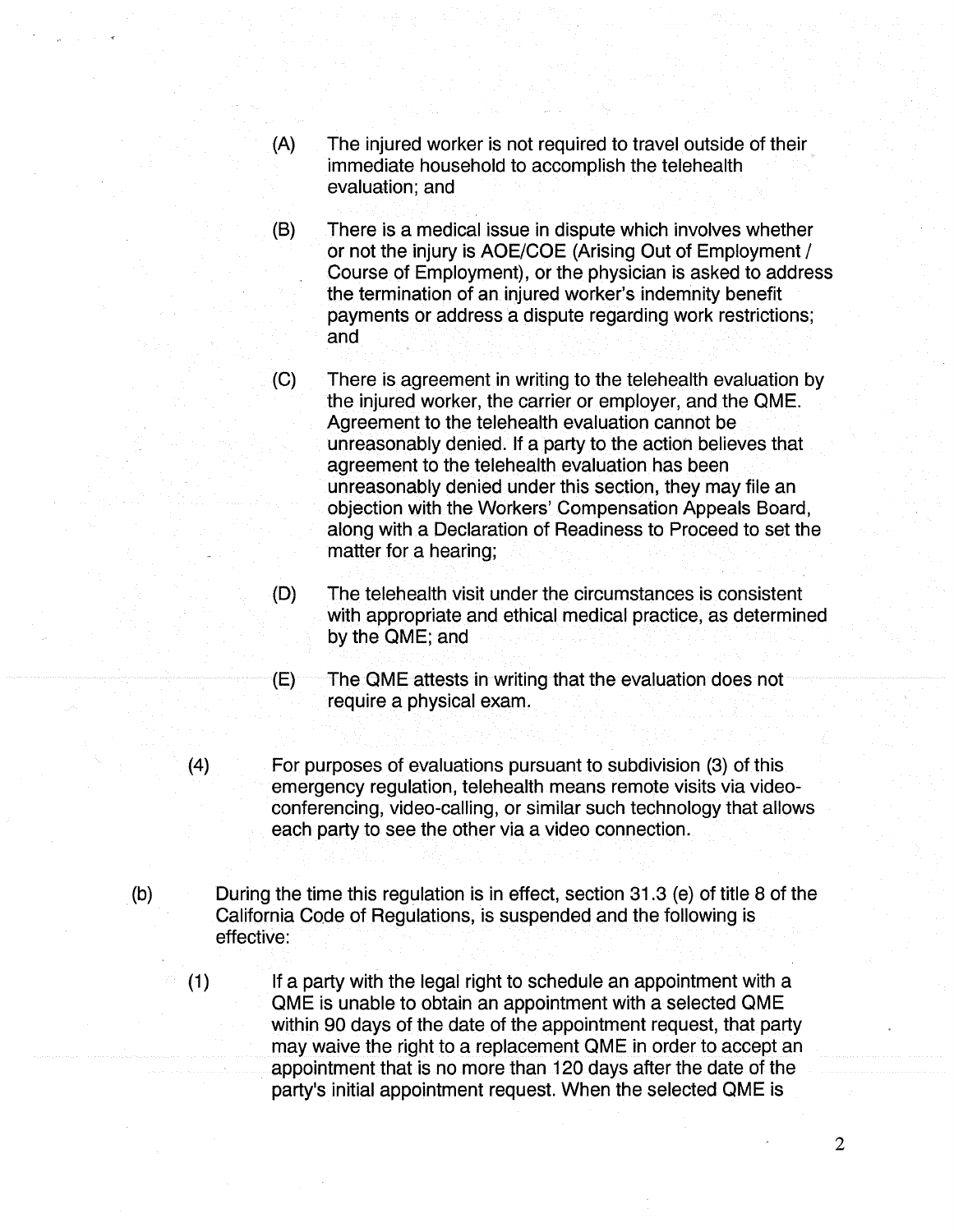(A) The injured worker is not required to travel outside of their immediate household to accomplish the telehealth evaluation; and

(B) There is a medical issue in dispute which involves whether or not the injury is AOE/COE (Arising Out of Employment / Course of Employment), or the physician is asked to address the termination of an injured worker's indemnity benefit payments or address a dispute regarding work restrictions; and

(C) There is agreement in writing to the telehealth evaluation by the injured worker, the carrier or employer, and the QME. Agreement to the telehealth evaluation cannot be unreasonably denied. If a party to the action believes that agreement to the telehealth evaluation has been unreasonably denied under this section, they may file an objection with the Workers' Compensation Appeals Board, along with a Declaration of Readiness to Proceed to set the matter for a hearing;

(D) The telehealth visit under the circumstances is consistent with appropriate and ethical medical practice, as determined by the QME; and

(E) The QME attests in writing that the evaluation does not require a physical exam.

(4) For purposes of evaluations pursuant to subdivision (3) of this emergency regulation, telehealth means remote visits via video-conferencing, video-calling, or similar such technology that allows each party to see the other via a video connection.

(b) During the time this regulation is in effect, section 31.3 (e) of title 8 of the California Code of Regulations, is suspended and the following is effective:

(1) If a party with the legal right to schedule an appointment with a QME is unable to obtain an appointment with a selected QME within 90 days of the date of the appointment request, that party may waive the right to a replacement QME in order to accept an appointment that is no more than 120 days after the date of the party's initial appointment request. When the selected QME is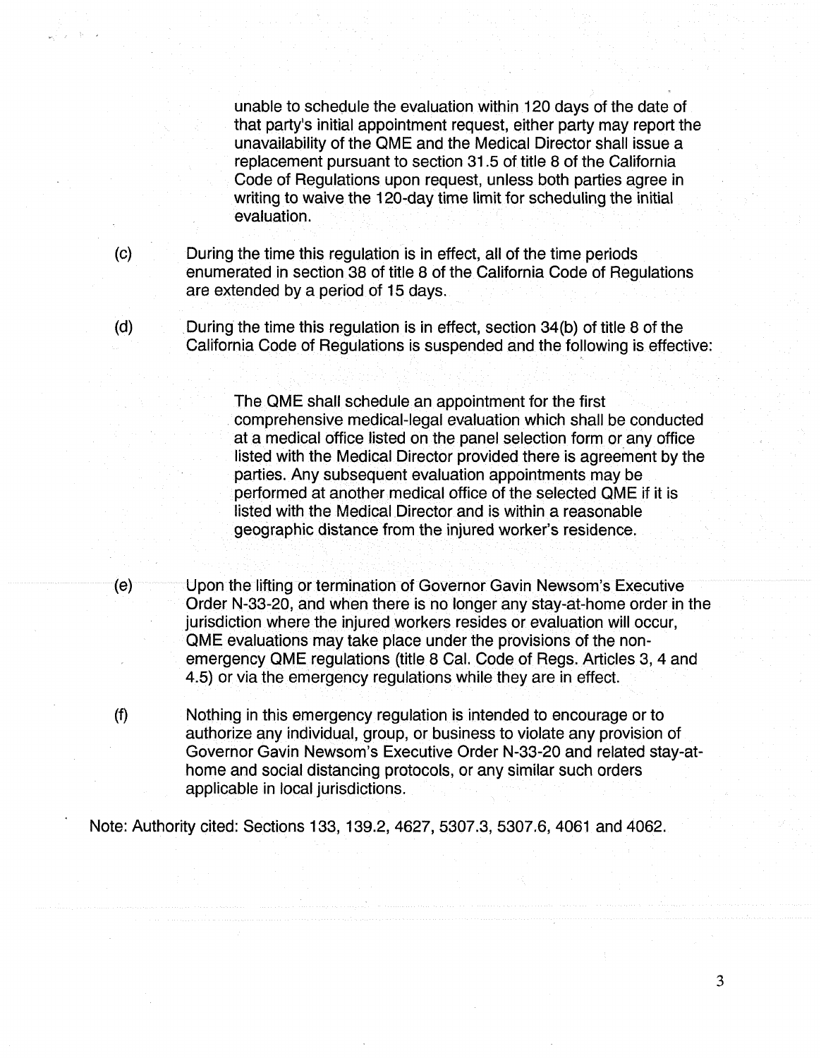unable to schedule the evaluation within 120 days of the date of that party's initial appointment request, either party may report the unavailability of the QME and the Medical Director shall issue a replacement pursuant to section 31.5 of title 8 of the California Code of Regulations upon request, unless both parties agree in writing to waive the 120-day time limit for scheduling the initial evaluation.

(c) During the time this regulation is in effect, all of the time periods enumerated in section 38 of title 8 of the California Code of Regulations are extended by a period of 15 days.

(d) During the time this regulation is in effect, section 34(b) of title 8 of the California Code of Regulations is suspended and the following is effective:

> The QME shall schedule an appointment for the first comprehensive medical-legal evaluation which shall be conducted at a medical office listed on the panel selection form or any office listed with the Medical Director provided there is agreement by the parties. Any subsequent evaluation appointments may be performed at another medical office of the selected QME if it is listed with the Medical Director and is within a reasonable geographic distance from the injured worker's residence.

(e) Upon the lifting or termination of Governor Gavin Newsom's Executive Order N-33-20, and when there is no longer any stay-at-home order in the jurisdiction where the injured workers resides or evaluation will occur, QME evaluations may take place under the provisions of the non-emergency QME regulations (title 8 Cal. Code of Regs. Articles 3, 4 and 4.5) or via the emergency regulations while they are in effect.

(f) Nothing in this emergency regulation is intended to encourage or to authorize any individual, group, or business to violate any provision of Governor Gavin Newsom's Executive Order N-33-20 and related stay-at-home and social distancing protocols, or any similar such orders applicable in local jurisdictions.

Note: Authority cited: Sections 133, 139.2, 4627, 5307.3, 5307.6, 4061 and 4062.